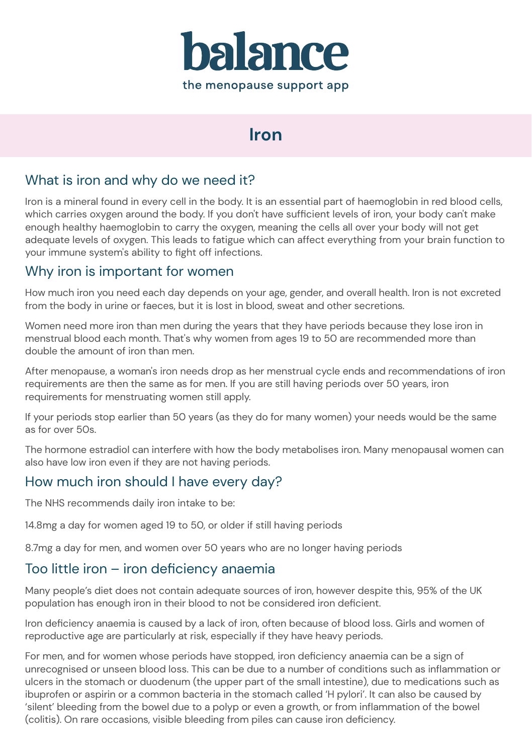# balance

the menopause support app

## Iron

### What is iron and why do we need it?

Iron is a mineral found in every cell in the body. It is an essential part of haemoglobin in red blood cells, which carries oxygen around the body. If you don't have sufficient levels of iron, your body can't make enough healthy haemoglobin to carry the oxygen, meaning the cells all over your body will not get adequate levels of oxygen. This leads to fatigue which can affect everything from your brain function to your immune system's ability to fight off infections.

### Why iron is important for women

How much iron you need each day depends on your age, gender, and overall health. Iron is not excreted from the body in urine or faeces, but it is lost in blood, sweat and other secretions.

Women need more iron than men during the years that they have periods because they lose iron in menstrual blood each month. That's why women from ages 19 to 50 are recommended more than double the amount of iron than men.

After menopause, a woman's iron needs drop as her menstrual cycle ends and recommendations of iron requirements are then the same as for men. If you are still having periods over 50 years, iron requirements for menstruating women still apply.

If your periods stop earlier than 50 years (as they do for many women) your needs would be the same as for over 50s.

The hormone estradiol can interfere with how the body metabolises iron. Many menopausal women can also have low iron even if they are not having periods.

### How much iron should I have every day?

The NHS recommends daily iron intake to be:

14.8mg a day for women aged 19 to 50, or older if still having periods

8.7mg a day for men, and women over 50 years who are no longer having periods

### Too little iron – iron deficiency anaemia

Many people's diet does not contain adequate sources of iron, however despite this, 95% of the UK population has enough iron in their blood to not be considered iron deficient.

Iron deficiency anaemia is caused by a lack of iron, often because of blood loss. Girls and women of reproductive age are particularly at risk, especially if they have heavy periods.

For men, and for women whose periods have stopped, iron deficiency anaemia can be a sign of unrecognised or unseen blood loss. This can be due to a number of conditions such as inflammation or ulcers in the stomach or duodenum (the upper part of the small intestine), due to medications such as ibuprofen or aspirin or a common bacteria in the stomach called 'H pylori'. It can also be caused by 'silent' bleeding from the bowel due to a polyp or even a growth, or from inflammation of the bowel (colitis). On rare occasions, visible bleeding from piles can cause iron deficiency.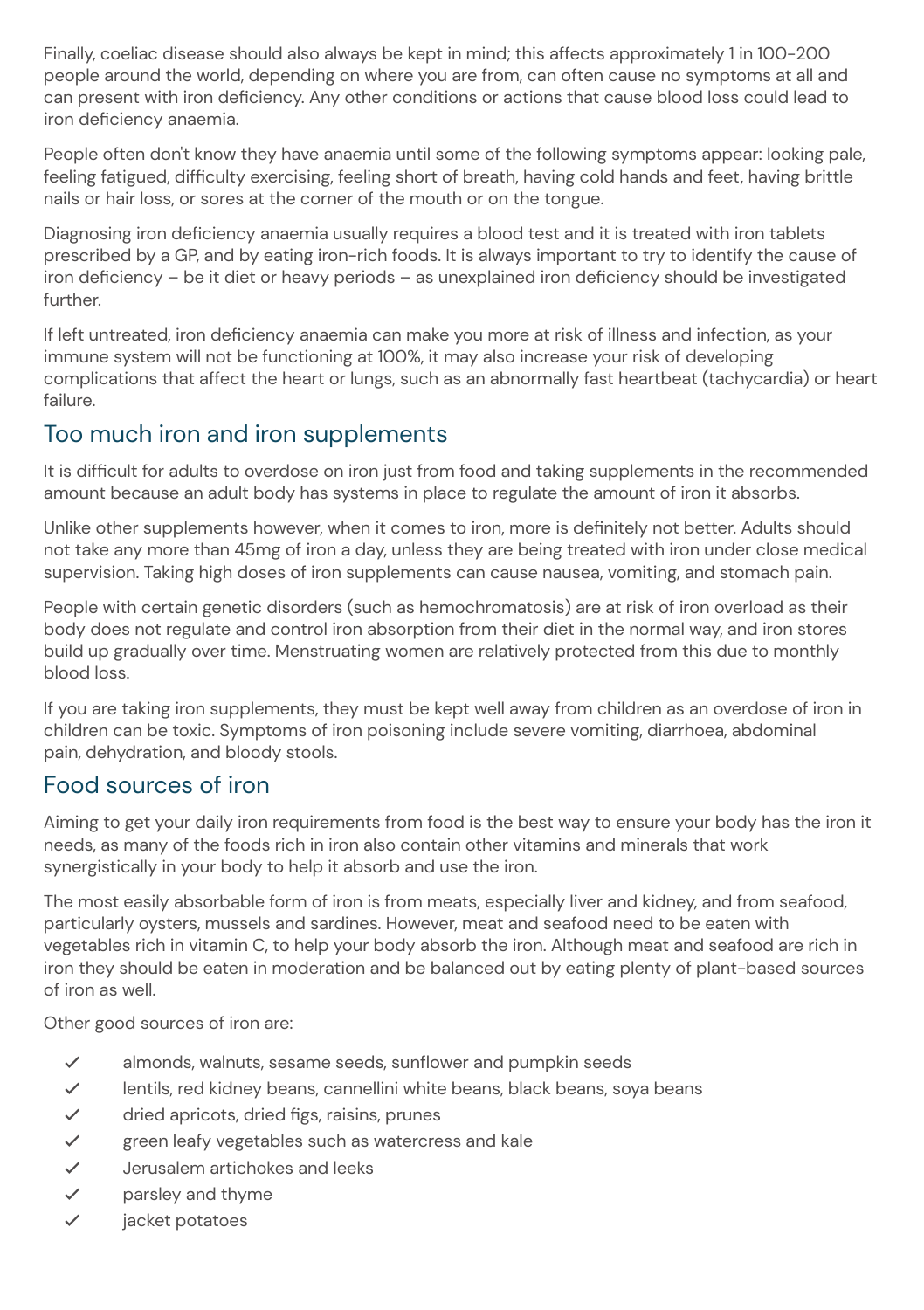Finally, coeliac disease should also always be kept in mind; this affects approximately 1 in 100-200 people around the world, depending on where you are from, can often cause no symptoms at all and can present with iron deficiency. Any other conditions or actions that cause blood loss could lead to iron deficiency anaemia.

People often don't know they have anaemia until some of the following symptoms appear: looking pale, feeling fatigued, difficulty exercising, feeling short of breath, having cold hands and feet, having brittle nails or hair loss, or sores at the corner of the mouth or on the tongue.

Diagnosing iron deficiency anaemia usually requires a blood test and it is treated with iron tablets prescribed by a GP, and by eating iron-rich foods. It is always important to try to identify the cause of iron deficiency – be it diet or heavy periods – as unexplained iron deficiency should be investigated further.

If left untreated, iron deficiency anaemia can make you more at risk of illness and infection, as your immune system will not be functioning at 100%, it may also increase your risk of developing complications that affect the heart or lungs, such as an abnormally fast heartbeat (tachycardia) or heart failure.

## Too much iron and iron supplements

It is difficult for adults to overdose on iron just from food and taking supplements in the recommended amount because an adult body has systems in place to regulate the amount of iron it absorbs.

Unlike other supplements however, when it comes to iron, more is definitely not better. Adults should not take any more than 45mg of iron a day, unless they are being treated with iron under close medical supervision. Taking high doses of iron supplements can cause nausea, vomiting, and stomach pain.

People with certain genetic disorders (such as hemochromatosis) are at risk of iron overload as their body does not regulate and control iron absorption from their diet in the normal way, and iron stores build up gradually over time. Menstruating women are relatively protected from this due to monthly blood loss.

If you are taking iron supplements, they must be kept well away from children as an overdose of iron in children can be toxic. Symptoms of iron poisoning include severe vomiting, diarrhoea, abdominal pain, dehydration, and bloody stools.

## Food sources of iron

Aiming to get your daily iron requirements from food is the best way to ensure your body has the iron it needs, as many of the foods rich in iron also contain other vitamins and minerals that work synergistically in your body to help it absorb and use the iron.

The most easily absorbable form of iron is from meats, especially liver and kidney, and from seafood, particularly oysters, mussels and sardines. However, meat and seafood need to be eaten with vegetables rich in vitamin C, to help your body absorb the iron. Although meat and seafood are rich in iron they should be eaten in moderation and be balanced out by eating plenty of plant-based sources of iron as well.

Other good sources of iron are:

- ✓ almonds, walnuts, sesame seeds, sunflower and pumpkin seeds
- ✓ lentils, red kidney beans, cannellini white beans, black beans, soya beans
- ✓ dried apricots, dried figs, raisins, prunes
- ✓ green leafy vegetables such as watercress and kale
- ✓ Jerusalem artichokes and leeks
- ✓ parsley and thyme
- ✓ jacket potatoes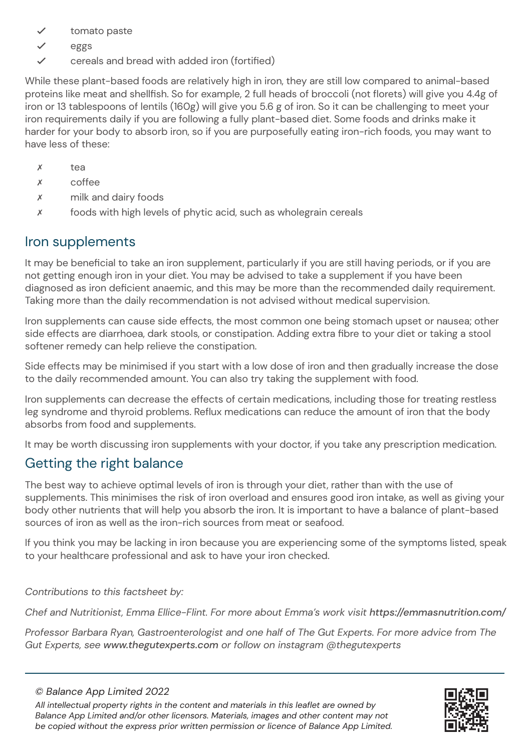- ✓ tomato paste
- ✓ eggs
- ✓ cereals and bread with added iron (fortified)

While these plant-based foods are relatively high in iron, they are still low compared to animal-based proteins like meat and shellfish. So for example, 2 full heads of broccoli (not florets) will give you 4.4g of iron or 13 tablespoons of lentils (160g) will give you 5.6 g of iron. So it can be challenging to meet your iron requirements daily if you are following a fully plant-based diet. Some foods and drinks make it harder for your body to absorb iron, so if you are purposefully eating iron-rich foods, you may want to have less of these:

- ✗ tea
- ✗ coffee
- ✗ milk and dairy foods
- ✗ foods with high levels of phytic acid, such as wholegrain cereals

## Iron supplements

It may be beneficial to take an iron supplement, particularly if you are still having periods, or if you are not getting enough iron in your diet. You may be advised to take a supplement if you have been diagnosed as iron deficient anaemic, and this may be more than the recommended daily requirement. Taking more than the daily recommendation is not advised without medical supervision.

Iron supplements can cause side effects, the most common one being stomach upset or nausea; other side effects are diarrhoea, dark stools, or constipation. Adding extra fibre to your diet or taking a stool softener remedy can help relieve the constipation.

Side effects may be minimised if you start with a low dose of iron and then gradually increase the dose to the daily recommended amount. You can also try taking the supplement with food.

Iron supplements can decrease the effects of certain medications, including those for treating restless leg syndrome and thyroid problems. Reflux medications can reduce the amount of iron that the body absorbs from food and supplements.

It may be worth discussing iron supplements with your doctor, if you take any prescription medication.

## Getting the right balance

The best way to achieve optimal levels of iron is through your diet, rather than with the use of supplements. This minimises the risk of iron overload and ensures good iron intake, as well as giving your body other nutrients that will help you absorb the iron. It is important to have a balance of plant-based sources of iron as well as the iron-rich sources from meat or seafood.

If you think you may be lacking in iron because you are experiencing some of the symptoms listed, speak to your healthcare professional and ask to have your iron checked.

*Contributions to this factsheet by:*

*Chef and Nutritionist, Emma Ellice-Flint. For more about Emma's work visit **https://emmasnutrition.com/***

*Professor Barbara Ryan, Gastroenterologist and one half of The Gut Experts. For more advice from The Gut Experts, see **www.thegutexperts.com** or follow on instagram @thegutexperts*

---

*© Balance App Limited 2022*

*All intellectual property rights in the content and materials in this leaflet are owned by Balance App Limited and/or other licensors. Materials, images and other content may not be copied without the express prior written permission or licence of Balance App Limited.*